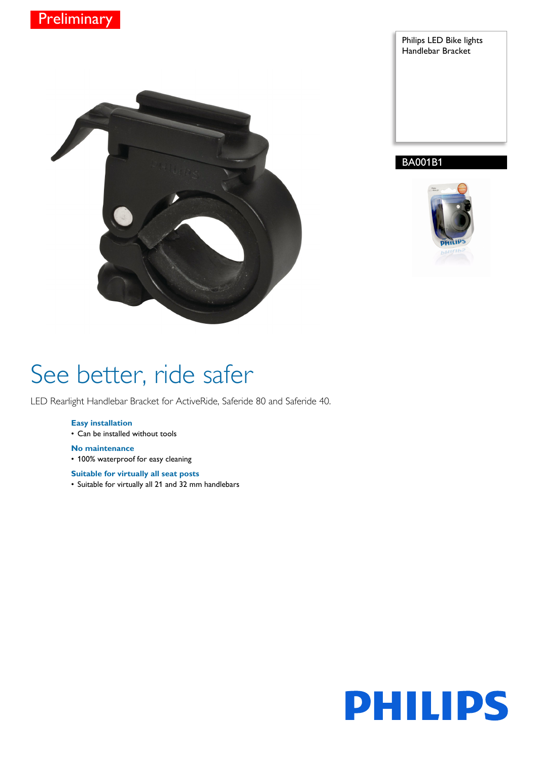Preliminary

Philips LED Bike lights
Handlebar Bracket

BA001B1

# See better, ride safer

LED Rearlight Handlebar Bracket for ActiveRide, Saferide 80 and Saferide 40.

**Easy installation**
- Can be installed without tools

**No maintenance**
- 100% waterproof for easy cleaning

**Suitable for virtually all seat posts**
- Suitable for virtually all 21 and 32 mm handlebars

PHILIPS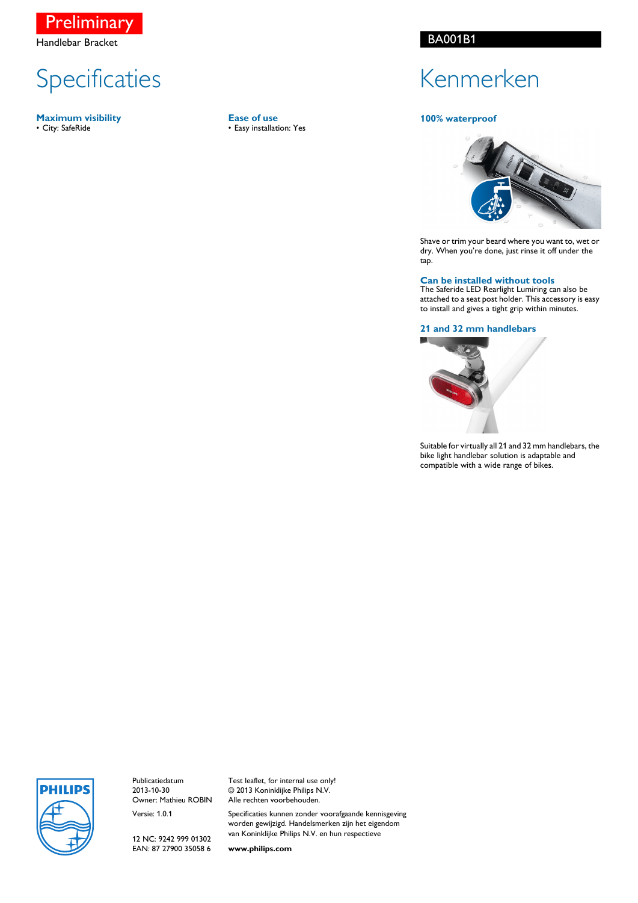Preliminary

Handlebar Bracket

BA001B1

# Specificaties

### Maximum visibility

- City: SafeRide

### Ease of use

- Easy installation: Yes

# Kenmerken

### 100% waterproof

Shave or trim your beard where you want to, wet or dry. When you're done, just rinse it off under the tap.

### Can be installed without tools

The Saferide LED Rearlight Lumiring can also be attached to a seat post holder. This accessory is easy to install and gives a tight grip within minutes.

### 21 and 32 mm handlebars

Suitable for virtually all 21 and 32 mm handlebars, the bike light handlebar solution is adaptable and compatible with a wide range of bikes.

Publicatiedatum
2013-10-30
Owner: Mathieu ROBIN

Versie: 1.0.1

12 NC: 9242 999 01302
EAN: 87 27900 35058 6

Test leaflet, for internal use only!
© 2013 Koninklijke Philips N.V.
Alle rechten voorbehouden.

Specificaties kunnen zonder voorafgaande kennisgeving worden gewijzigd. Handelsmerken zijn het eigendom van Koninklijke Philips N.V. en hun respectieve

**www.philips.com**